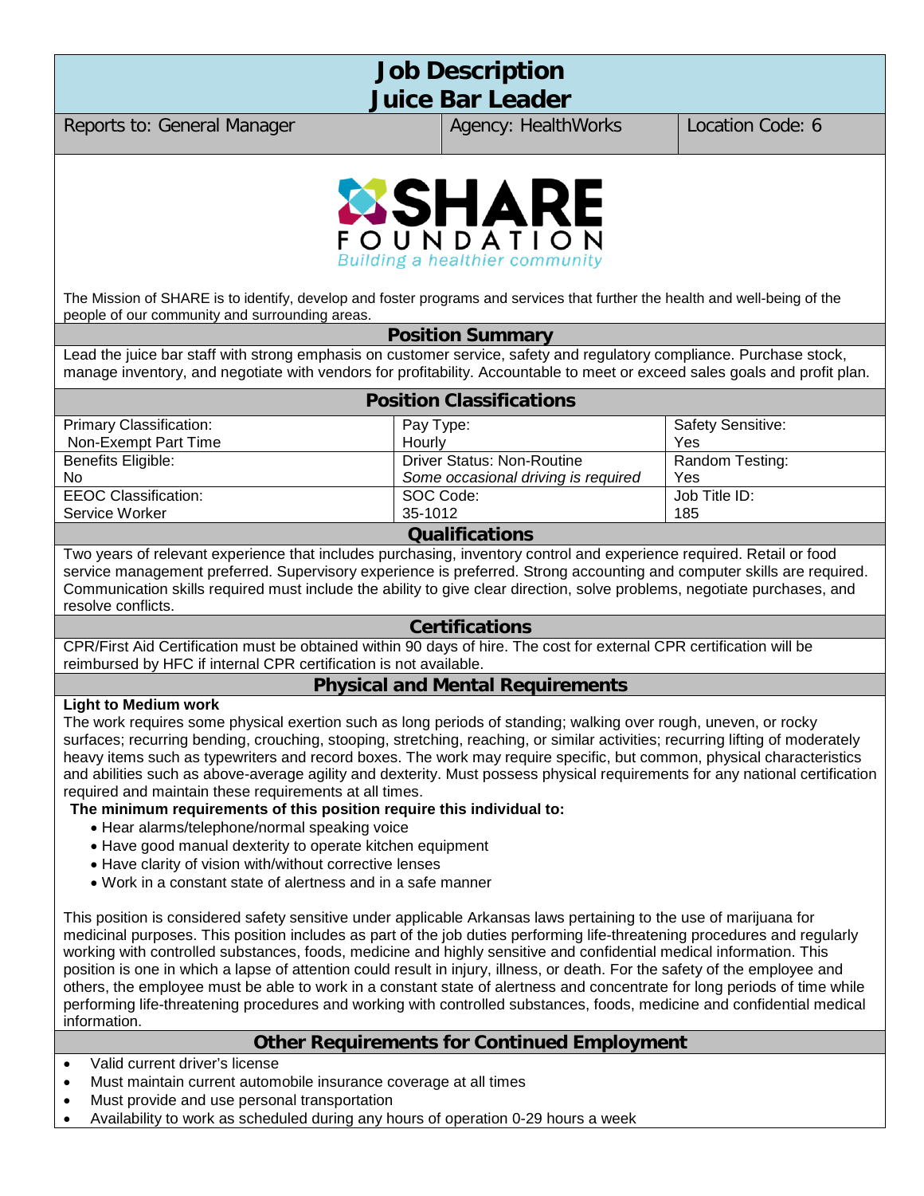# Job Description
# Juice Bar Leader

| Reports to: General Manager | Agency: HealthWorks | Location Code: 6 |
|---|---|---|

**SHARE FOUNDATION**
*Building a healthier community*

The Mission of SHARE is to identify, develop and foster programs and services that further the health and well-being of the people of our community and surrounding areas.

## Position Summary

Lead the juice bar staff with strong emphasis on customer service, safety and regulatory compliance. Purchase stock, manage inventory, and negotiate with vendors for profitability. Accountable to meet or exceed sales goals and profit plan.

## Position Classifications

| Primary Classification: Non-Exempt Part Time | Pay Type: Hourly | Safety Sensitive: Yes |
|---|---|---|
| Benefits Eligible: No | Driver Status: Non-Routine *Some occasional driving is required* | Random Testing: Yes |
| EEOC Classification: Service Worker | SOC Code: 35-1012 | Job Title ID: 185 |

## Qualifications

Two years of relevant experience that includes purchasing, inventory control and experience required. Retail or food service management preferred. Supervisory experience is preferred. Strong accounting and computer skills are required. Communication skills required must include the ability to give clear direction, solve problems, negotiate purchases, and resolve conflicts.

## Certifications

CPR/First Aid Certification must be obtained within 90 days of hire. The cost for external CPR certification will be reimbursed by HFC if internal CPR certification is not available.

## Physical and Mental Requirements

**Light to Medium work**

The work requires some physical exertion such as long periods of standing; walking over rough, uneven, or rocky surfaces; recurring bending, crouching, stooping, stretching, reaching, or similar activities; recurring lifting of moderately heavy items such as typewriters and record boxes. The work may require specific, but common, physical characteristics and abilities such as above-average agility and dexterity. Must possess physical requirements for any national certification required and maintain these requirements at all times.

**The minimum requirements of this position require this individual to:**

- Hear alarms/telephone/normal speaking voice
- Have good manual dexterity to operate kitchen equipment
- Have clarity of vision with/without corrective lenses
- Work in a constant state of alertness and in a safe manner

This position is considered safety sensitive under applicable Arkansas laws pertaining to the use of marijuana for medicinal purposes. This position includes as part of the job duties performing life-threatening procedures and regularly working with controlled substances, foods, medicine and highly sensitive and confidential medical information. This position is one in which a lapse of attention could result in injury, illness, or death. For the safety of the employee and others, the employee must be able to work in a constant state of alertness and concentrate for long periods of time while performing life-threatening procedures and working with controlled substances, foods, medicine and confidential medical information.

## Other Requirements for Continued Employment

- Valid current driver's license
- Must maintain current automobile insurance coverage at all times
- Must provide and use personal transportation
- Availability to work as scheduled during any hours of operation 0-29 hours a week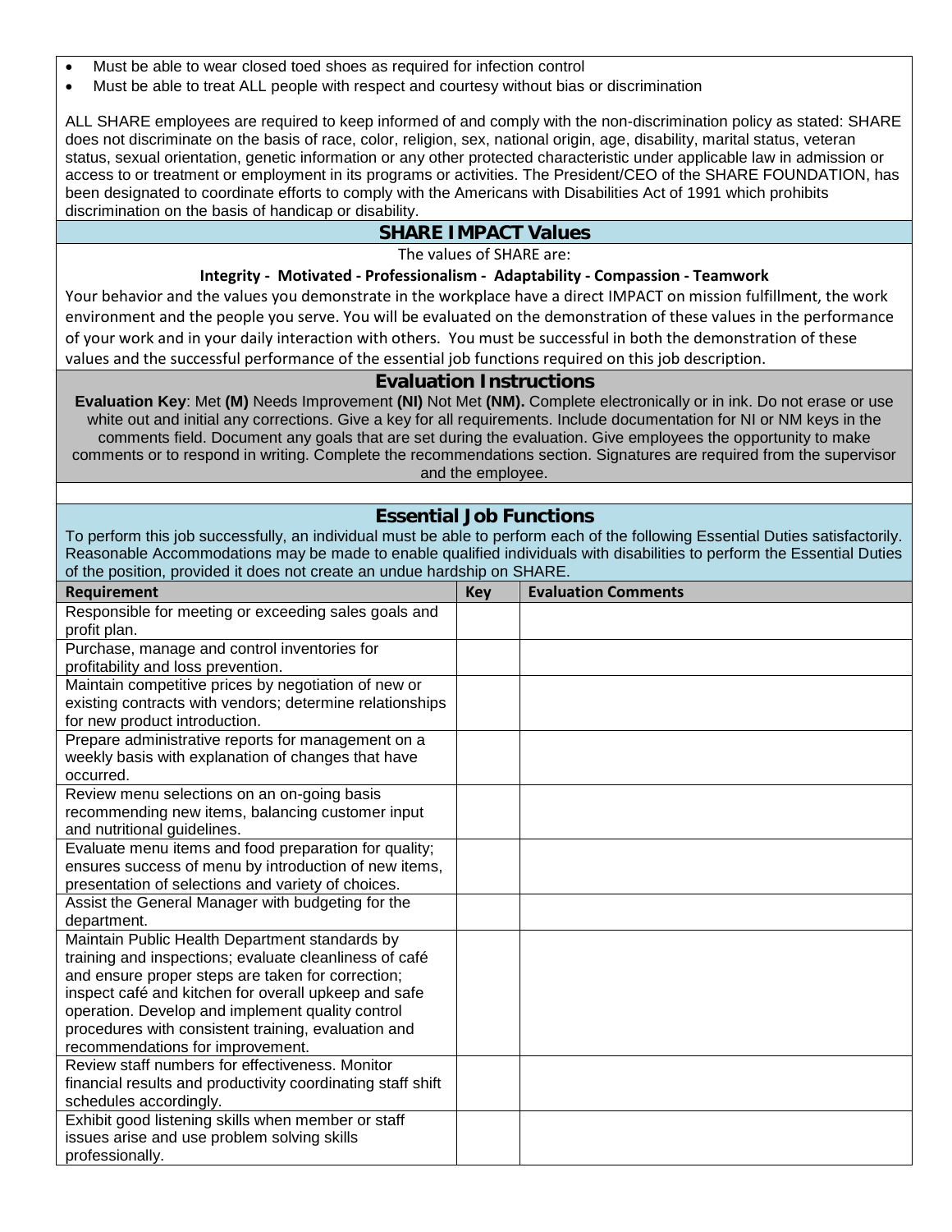- Must be able to wear closed toed shoes as required for infection control
- Must be able to treat ALL people with respect and courtesy without bias or discrimination

ALL SHARE employees are required to keep informed of and comply with the non-discrimination policy as stated: SHARE does not discriminate on the basis of race, color, religion, sex, national origin, age, disability, marital status, veteran status, sexual orientation, genetic information or any other protected characteristic under applicable law in admission or access to or treatment or employment in its programs or activities. The President/CEO of the SHARE FOUNDATION, has been designated to coordinate efforts to comply with the Americans with Disabilities Act of 1991 which prohibits discrimination on the basis of handicap or disability.

## SHARE IMPACT Values

The values of SHARE are:

**Integrity - Motivated - Professionalism - Adaptability - Compassion - Teamwork**

Your behavior and the values you demonstrate in the workplace have a direct IMPACT on mission fulfillment, the work environment and the people you serve. You will be evaluated on the demonstration of these values in the performance of your work and in your daily interaction with others. You must be successful in both the demonstration of these values and the successful performance of the essential job functions required on this job description.

## Evaluation Instructions

**Evaluation Key**: Met **(M)** Needs Improvement **(NI)** Not Met **(NM).** Complete electronically or in ink. Do not erase or use white out and initial any corrections. Give a key for all requirements. Include documentation for NI or NM keys in the comments field. Document any goals that are set during the evaluation. Give employees the opportunity to make comments or to respond in writing. Complete the recommendations section. Signatures are required from the supervisor and the employee.

## Essential Job Functions

To perform this job successfully, an individual must be able to perform each of the following Essential Duties satisfactorily. Reasonable Accommodations may be made to enable qualified individuals with disabilities to perform the Essential Duties of the position, provided it does not create an undue hardship on SHARE.

| Requirement | Key | Evaluation Comments |
|---|---|---|
| Responsible for meeting or exceeding sales goals and profit plan. | | |
| Purchase, manage and control inventories for profitability and loss prevention. | | |
| Maintain competitive prices by negotiation of new or existing contracts with vendors; determine relationships for new product introduction. | | |
| Prepare administrative reports for management on a weekly basis with explanation of changes that have occurred. | | |
| Review menu selections on an on-going basis recommending new items, balancing customer input and nutritional guidelines. | | |
| Evaluate menu items and food preparation for quality; ensures success of menu by introduction of new items, presentation of selections and variety of choices. | | |
| Assist the General Manager with budgeting for the department. | | |
| Maintain Public Health Department standards by training and inspections; evaluate cleanliness of café and ensure proper steps are taken for correction; inspect café and kitchen for overall upkeep and safe operation. Develop and implement quality control procedures with consistent training, evaluation and recommendations for improvement. | | |
| Review staff numbers for effectiveness. Monitor financial results and productivity coordinating staff shift schedules accordingly. | | |
| Exhibit good listening skills when member or staff issues arise and use problem solving skills professionally. | | |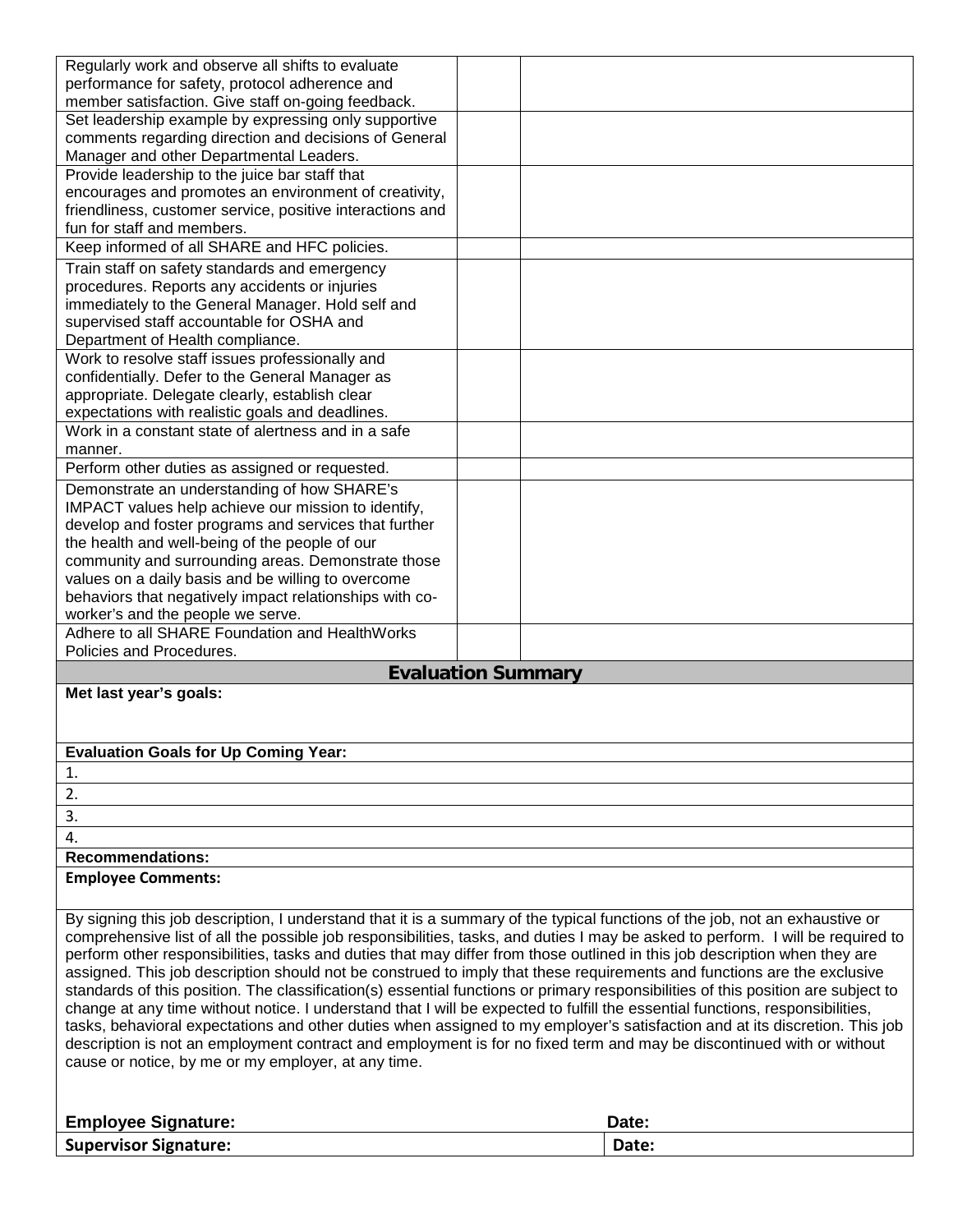| | | |
|---|---|---|
| Regularly work and observe all shifts to evaluate performance for safety, protocol adherence and member satisfaction. Give staff on-going feedback. | | |
| Set leadership example by expressing only supportive comments regarding direction and decisions of General Manager and other Departmental Leaders. | | |
| Provide leadership to the juice bar staff that encourages and promotes an environment of creativity, friendliness, customer service, positive interactions and fun for staff and members. | | |
| Keep informed of all SHARE and HFC policies. | | |
| Train staff on safety standards and emergency procedures. Reports any accidents or injuries immediately to the General Manager. Hold self and supervised staff accountable for OSHA and Department of Health compliance. | | |
| Work to resolve staff issues professionally and confidentially. Defer to the General Manager as appropriate. Delegate clearly, establish clear expectations with realistic goals and deadlines. | | |
| Work in a constant state of alertness and in a safe manner. | | |
| Perform other duties as assigned or requested. | | |
| Demonstrate an understanding of how SHARE's IMPACT values help achieve our mission to identify, develop and foster programs and services that further the health and well-being of the people of our community and surrounding areas. Demonstrate those values on a daily basis and be willing to overcome behaviors that negatively impact relationships with co-worker's and the people we serve. | | |
| Adhere to all SHARE Foundation and HealthWorks Policies and Procedures. | | |

## Evaluation Summary

**Met last year's goals:**

**Evaluation Goals for Up Coming Year:**

1.
2.
3.
4.

**Recommendations:**

**Employee Comments:**

By signing this job description, I understand that it is a summary of the typical functions of the job, not an exhaustive or comprehensive list of all the possible job responsibilities, tasks, and duties I may be asked to perform. I will be required to perform other responsibilities, tasks and duties that may differ from those outlined in this job description when they are assigned. This job description should not be construed to imply that these requirements and functions are the exclusive standards of this position. The classification(s) essential functions or primary responsibilities of this position are subject to change at any time without notice. I understand that I will be expected to fulfill the essential functions, responsibilities, tasks, behavioral expectations and other duties when assigned to my employer's satisfaction and at its discretion. This job description is not an employment contract and employment is for no fixed term and may be discontinued with or without cause or notice, by me or my employer, at any time.

| | |
|---|---|
| **Employee Signature:** | **Date:** |
| **Supervisor Signature:** | **Date:** |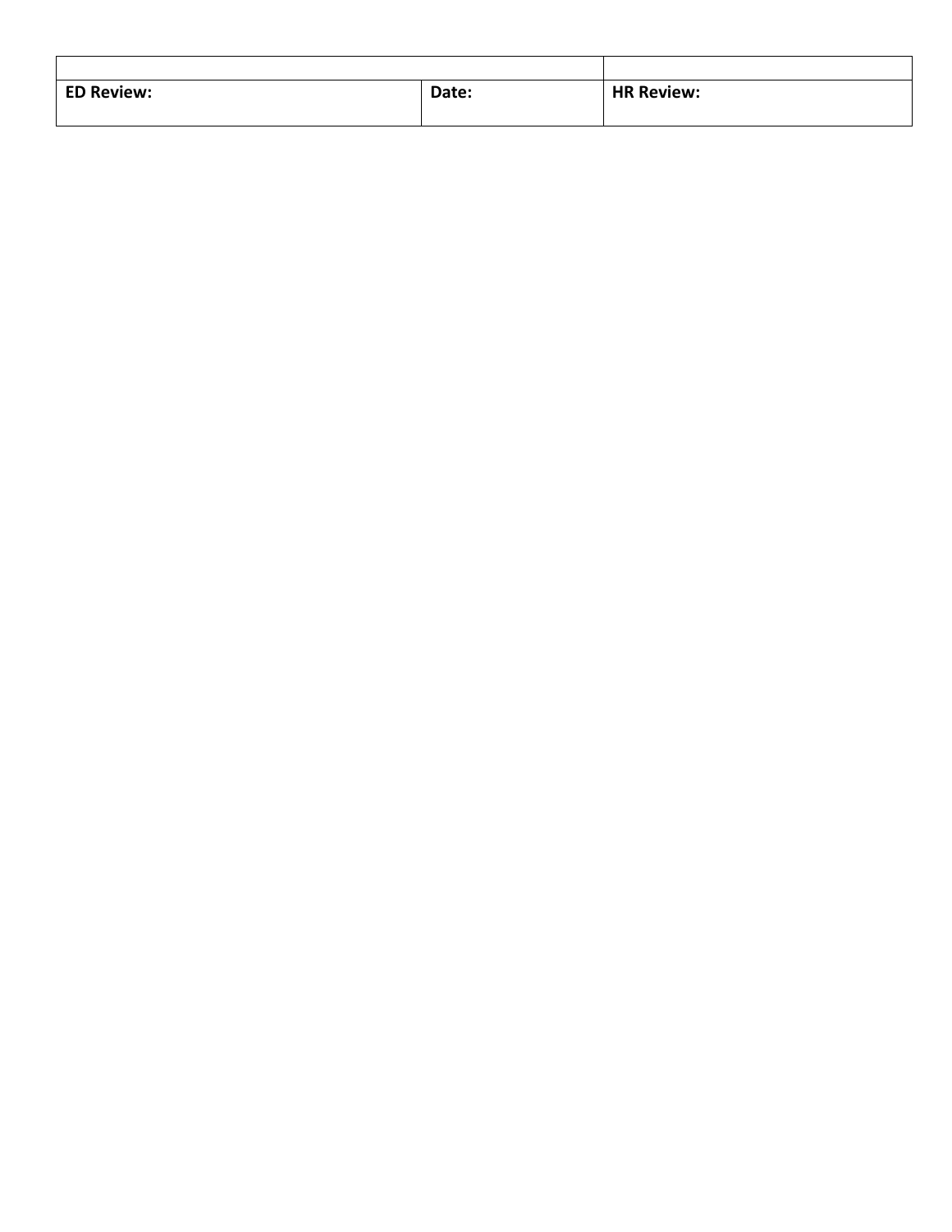| | | |
|---|---|---|
| | | |
| **ED Review:** | **Date:** | **HR Review:** |